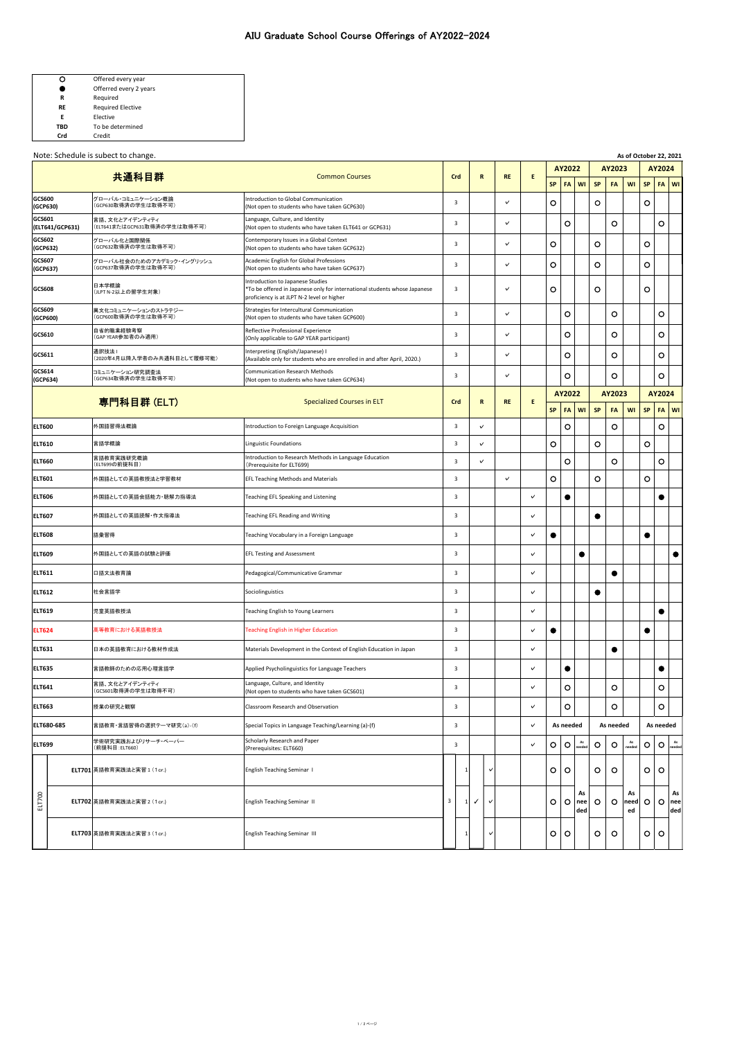# AIU Graduate School Course Offerings of AY2022-2024

| | |
|---|---|
| ○ | Offered every year |
| ● | Offerred every 2 years |
| R | Required |
| RE | Required Elective |
| E | Elective |
| TBD | To be determined |
| Crd | Credit |

Note: Schedule is subject to change.

As of October 22, 2021

| 共通科目群 | | Common Courses | Crd | R | RE | E | AY2022 | | | AY2023 | | | AY2024 | | |
|---|---|---|---|---|---|---|---|---|---|---|---|---|---|---|---|
| | | | | | | | SP | FA | WI | SP | FA | WI | SP | FA | WI |
| GCS600 (GCP630) | グローバル・コミュニケーション概論（GCP630取得済の学生は取得不可） | Introduction to Global Communication (Not open to students who have taken GCP630) | 3 | | ✓ | | ○ | | | ○ | | | ○ | | |
| GCS601 (ELT641/GCP631) | 言語、文化とアイデンティティ（ELT641またはGCP631取得済の学生は取得不可） | Language, Culture, and Identity (Not open to students who have taken ELT641 or GCP631) | 3 | | ✓ | | | ○ | | | ○ | | | ○ | |
| GCS602 (GCP632) | グローバル化と国際関係（GCP632取得済の学生は取得不可） | Contemporary Issues in a Global Context (Not open to students who have taken GCP632) | 3 | | ✓ | | ○ | | | ○ | | | ○ | | |
| GCS607 (GCP637) | グローバル社会のためのアカデミック・イングリッシュ（GCP637取得済の学生は取得不可） | Academic English for Global Professions (Not open to students who have taken GCP637) | 3 | | ✓ | | ○ | | | ○ | | | ○ | | |
| GCS608 | 日本学概論（JLPT N-2以上の留学生対象） | Introduction to Japanese Studies *To be offered in Japanese only for international students whose Japanese proficiency is at JLPT N-2 level or higher | 3 | | ✓ | | ○ | | | ○ | | | ○ | | |
| GCS609 (GCP600) | 異文化コミュニケーションのストラテジー（GCP600取得済の学生は取得不可） | Strategies for Intercultural Communication (Not open to students who have taken GCP600) | 3 | | ✓ | | | ○ | | | ○ | | | ○ | |
| GCS610 | 自省的職業経験考察（GAP YEAR参加者のみ適用） | Reflective Professional Experience (Only applicable to GAP YEAR participant) | 3 | | ✓ | | | ○ | | | ○ | | | ○ | |
| GCS611 | 通訳技法 I（2020年4月以降入学者のみ共通科目として履修可能） | Interpreting (English/Japanese) I (Available only for students who are enrolled in and after April, 2020.) | 3 | | ✓ | | | ○ | | | ○ | | | ○ | |
| GCS614 (GCP634) | コミュニケーション研究調査法（GCP634取得済の学生は取得不可） | Communication Research Methods (Not open to students who have taken GCP634) | 3 | | ✓ | | | ○ | | | ○ | | | ○ | |

| 専門科目群 (ELT) | | Specialized Courses in ELT | Crd | R | RE | E | AY2022 | | | AY2023 | | | AY2024 | | |
|---|---|---|---|---|---|---|---|---|---|---|---|---|---|---|---|
| | | | | | | | SP | FA | WI | SP | FA | WI | SP | FA | WI |
| ELT600 | 外国語習得法概論 | Introduction to Foreign Language Acquisition | 3 | ✓ | | | | ○ | | | ○ | | | ○ | |
| ELT610 | 言語学概論 | Linguistic Foundations | 3 | ✓ | | | ○ | | | ○ | | | ○ | | |
| ELT660 | 言語教育実践研究概論（ELT699の前提科目） | Introduction to Research Methods in Language Education (Prerequisite for ELT699) | 3 | ✓ | | | | ○ | | | ○ | | | ○ | |
| ELT601 | 外国語としての英語教授法と学習教材 | EFL Teaching Methods and Materials | 3 | | ✓ | | ○ | | | ○ | | | ○ | | |
| ELT606 | 外国語としての英語会話能力・聴解力指導法 | Teaching EFL Speaking and Listening | 3 | | | ✓ | | ● | | | | | | ● | |
| ELT607 | 外国語としての英語読解・作文指導法 | Teaching EFL Reading and Writing | 3 | | | ✓ | | | | ● | | | | | |
| ELT608 | 語彙習得 | Teaching Vocabulary in a Foreign Language | 3 | | | ✓ | ● | | | | | | ● | | |
| ELT609 | 外国語としての英語の試験と評価 | EFL Testing and Assessment | 3 | | | ✓ | | | ● | | | | | | ● |
| ELT611 | 口語文法教育論 | Pedagogical/Communicative Grammar | 3 | | | ✓ | | | | | ● | | | | |
| ELT612 | 社会言語学 | Sociolinguistics | 3 | | | ✓ | | | | ● | | | | | |
| ELT619 | 児童英語教授法 | Teaching English to Young Learners | 3 | | | ✓ | | | | | | | | ● | |
| ELT624 | 高等教育における英語教授法 | Teaching English in Higher Education | 3 | | | ✓ | ● | | | | | | ● | | |
| ELT631 | 日本の英語教育における教材作成法 | Materials Development in the Context of English Education in Japan | 3 | | | ✓ | | | | | ● | | | | |
| ELT635 | 言語教師のための応用心理言語学 | Applied Psycholinguistics for Language Teachers | 3 | | | ✓ | | ● | | | | | | ● | |
| ELT641 | 言語、文化とアイデンティティ（GCS601取得済の学生は取得不可） | Language, Culture, and Identity (Not open to students who have taken GCS601) | 3 | | | ✓ | | ○ | | | ○ | | | ○ | |
| ELT663 | 授業の研究と観察 | Classroom Research and Observation | 3 | | | ✓ | | ○ | | | ○ | | | ○ | |
| ELT680-685 | 言語教育・言語習得の選択テーマ研究(a)-(f) | Special Topics in Language Teaching/Learning (a)-(f) | 3 | | | ✓ | As needed | | | As needed | | | As needed | | |
| ELT699 | 学術研究実践およびリサーチ・ペーパー（前提科目：ELT660） | Scholarly Research and Paper (Prerequisites: ELT660) | 3 | | | ✓ | ○ | ○ | As needed | ○ | ○ | As needed | ○ | ○ | As needed |
| ELT700 ELT701 | 英語教育実践法と実習１（1cr.） | English Teaching Seminar I | 3 (1) | ✓ | | | ○ | ○ | | ○ | ○ | | ○ | ○ | |
| ELT700 ELT702 | 英語教育実践法と実習２（1cr.） | English Teaching Seminar II | 3 (1) | ✓ | | | ○ | ○ | As needed | ○ | ○ | As needed | ○ | ○ | As needed |
| ELT700 ELT703 | 英語教育実践法と実習３（1cr.） | English Teaching Seminar III | 3 (1) | ✓ | | | ○ | ○ | | ○ | ○ | | ○ | ○ | |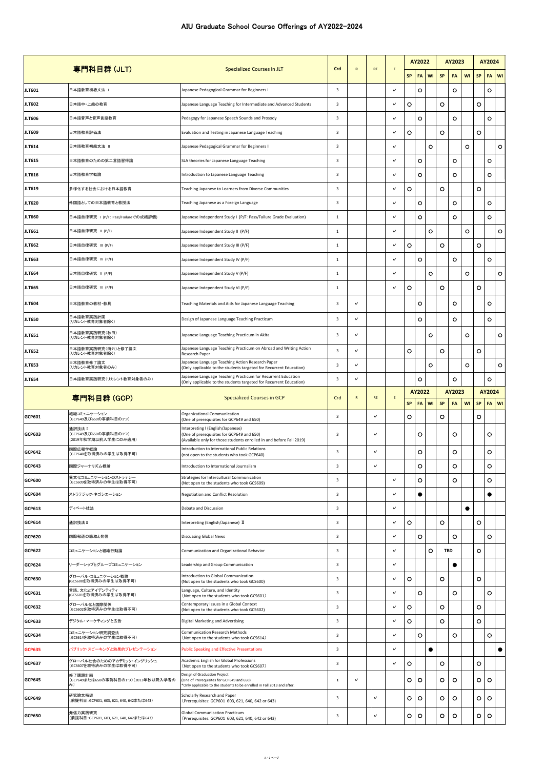# AIU Graduate School Course Offerings of AY2022-2024

| 専門科目群 (JLT) | | Specialized Courses in JLT | Crd | R | RE | E | AY2022 | | | AY2023 | | | AY2024 | | |
|---|---|---|---|---|---|---|---|---|---|---|---|---|---|---|---|
| | | | | | | | SP | FA | WI | SP | FA | WI | SP | FA | WI |
| JLT601 | 日本語教育初級文法 Ⅰ | Japanese Pedagogical Grammar for Beginners I | 3 | | | ✓ | | ○ | | | ○ | | | ○ | |
| JLT602 | 日本語中・上級の教育 | Japanese Language Teaching for Intermediate and Advanced Students | 3 | | | ✓ | ○ | | | ○ | | | ○ | | |
| JLT606 | 日本語音声と音声言語教育 | Pedagogy for Japanese Speech Sounds and Prosody | 3 | | | ✓ | | ○ | | | ○ | | | ○ | |
| JLT609 | 日本語教育評価法 | Evaluation and Testing in Japanese Language Teaching | 3 | | | ✓ | ○ | | | ○ | | | ○ | | |
| JLT614 | 日本語教育初級文法 Ⅱ | Japanese Pedagogical Grammar for Beginners II | 3 | | | ✓ | | | ○ | | | ○ | | | ○ |
| JLT615 | 日本語教育のための第二言語習得論 | SLA theories for Japanese Language Teaching | 3 | | | ✓ | | ○ | | | ○ | | | ○ | |
| JLT616 | 日本語教育学概論 | Introduction to Japanese Language Teaching | 3 | | | ✓ | | ○ | | | ○ | | | ○ | |
| JLT619 | 多様化する社会における日本語教育 | Teaching Japanese to Learners from Diverse Communities | 3 | | | ✓ | ○ | | | ○ | | | ○ | | |
| JLT620 | 外国語としての日本語教育と教授法 | Teaching Japanese as a Foreign Language | 3 | | | ✓ | | ○ | | | ○ | | | ○ | |
| JLT660 | 日本語自律研究 Ⅰ (P/F: Pass/Failureでの成績評価) | Japanese Independent Study I (P/F : Pass/Failure Grade Evaluation) | 1 | | | ✓ | | ○ | | | ○ | | | ○ | |
| JLT661 | 日本語自律研究 Ⅱ (P/F) | Japanese Independent Study II (P/F) | 1 | | | ✓ | | | ○ | | | ○ | | | ○ |
| JLT662 | 日本語自律研究 Ⅲ (P/F) | Japanese Independent Study III (P/F) | 1 | | | ✓ | ○ | | | ○ | | | ○ | | |
| JLT663 | 日本語自律研究 Ⅳ (P/F) | Japanese Independent Study IV (P/F) | 1 | | | ✓ | | ○ | | | ○ | | | ○ | |
| JLT664 | 日本語自律研究 Ⅴ (P/F) | Japanese Independent Study V (P/F) | 1 | | | ✓ | | | ○ | | | ○ | | | ○ |
| JLT665 | 日本語自律研究 Ⅵ (P/F) | Japanese Independent Study VI (P/F) | 1 | | | ✓ | ○ | | | ○ | | | ○ | | |
| JLT604 | 日本語教育の教材・教具 | Teaching Materials and Aids for Japanese Language Teaching | 3 | ✓ | | | | ○ | | | ○ | | | ○ | |
| JLT650 | 日本語教育実践計画 (リカレント教育対象者除く) | Design of Japanese Language Teaching Practicum | 3 | ✓ | | | | ○ | | | ○ | | | ○ | |
| JLT651 | 日本語教育実践研究（秋田） (リカレント教育対象者除く) | Japanese Language Teaching Practicum in Akita | 3 | ✓ | | | | | ○ | | | ○ | | | ○ |
| JLT652 | 日本語教育実践研究（海外）と修了論文 (リカレント教育対象者除く) | Japanese Language Teaching Practicum on Abroad and Writing Action Research Paper | 3 | ✓ | | | ○ | | | ○ | | | ○ | | |
| JLT653 | 日本語教育修了論文 (リカレント教育対象者のみ) | Japanese Language Teaching Action Research Paper (Only applicable to the students targeted for Recurrent Education) | 3 | ✓ | | | | | ○ | | | ○ | | | ○ |
| JLT654 | 日本語教育実践研究(リカレント教育対象者のみ) | Japanese Language Teaching Practicum for Recurrent Education (Only applicable to the students targeted for Recurrent Education) | 3 | ✓ | | | | ○ | | | ○ | | | ○ | |

| 専門科目群 (GCP) | | Specialized Courses in GCP | Crd | R | RE | E | AY2022 | | | AY2023 | | | AY2024 | | |
|---|---|---|---|---|---|---|---|---|---|---|---|---|---|---|---|
| | | | | | | | SP | FA | WI | SP | FA | WI | SP | FA | WI |
| GCP601 | 組織コミュニケーション (GCP649及び650の事前科目の1つ) | Organizational Communication (One of prerequisites for GCP649 and 650) | 3 | | ✓ | | ○ | | | ○ | | | ○ | | |
| GCP603 | 通訳技法 Ⅰ (GCP649及び650の事前科目の1つ) (2019年秋学期以前入学生にのみ適用) | Interpreting I (English/Japanese) (One of prerequisites for GCP649 and 650) (Available only for those students enrolled in and before Fall 2019) | 3 | | ✓ | | | ○ | | | ○ | | | ○ | |
| GCP642 | 国際広報学概論 (GCP640を取得済みの学生は取得不可) | Introduction to International Public Relations (not open to the students who took GCP640) | 3 | | ✓ | | | ○ | | | ○ | | | ○ | |
| GCP643 | 国際ジャーナリズム概論 | Introduction to International Journalism | 3 | | ✓ | | | ○ | | | ○ | | | ○ | |
| GCP600 | 異文化コミュニケーションのストラテジー (GCS609を取得済みの学生は取得不可) | Strategies for Intercultural Communication (Not open to the students who took GCS609) | 3 | | | ✓ | | ○ | | | ○ | | | ○ | |
| GCP604 | ストラテジック・ネゴシエーション | Negotiation and Conflict Resolution | 3 | | | ✓ | | ● | | | | | | ● | |
| GCP613 | ディベート技法 | Debate and Discussion | 3 | | | ✓ | | | | | | ● | | | |
| GCP614 | 通訳技法 Ⅱ | Interpreting (English/Japanese) Ⅱ | 3 | | | ✓ | ○ | | | ○ | | | ○ | | |
| GCP620 | 国際報道の聴取と発信 | Discussing Global News | 3 | | | ✓ | | ○ | | | ○ | | | ○ | |
| GCP622 | コミュニケーションと組織行動論 | Communication and Organizational Behavior | 3 | | | ✓ | | | ○ | TBD | | | ○ | | |
| GCP624 | リーダーシップとグループコミュニケーション | Leadership and Group Communication | 3 | | | ✓ | | | | | ● | | | | |
| GCP630 | グローバル・コミュニケーション概論 (GCS600を取得済みの学生は取得不可) | Introduction to Global Communication (Not open to the students who took GCS600) | 3 | | | ✓ | ○ | | | ○ | | | ○ | | |
| GCP631 | 言語、文化とアイデンティティ (GCS601を取得済みの学生は取得不可) | Language, Culture, and Identity (Not open to the students who took GCS601) | 3 | | | ✓ | | ○ | | | ○ | | | ○ | |
| GCP632 | グローバル化と国際関係 (GCS602を取得済みの学生は取得不可) | Contemporary Issues in a Global Context (Not open to the students who took GCS602) | 3 | | | ✓ | ○ | | | ○ | | | ○ | | |
| GCP633 | デジタル・マーケティングと広告 | Digital Marketing and Advertising | 3 | | | ✓ | ○ | | | ○ | | | ○ | | |
| GCP634 | コミュニケーション研究調査法 (GCS614を取得済みの学生は取得不可) | Communication Research Methods (Not open to the students who took GCS614) | 3 | | | ✓ | | ○ | | | ○ | | | ○ | |
| GCP635 | パブリック・スピーキングと効果的プレゼンテーション | Public Speaking and Effective Presentations | 3 | | | ✓ | | | ● | | | | | | ● |
| GCP637 | グローバル社会のためのアカデミック・イングリッシュ (GCS607を取得済みの学生は取得不可) | Academic English for Global Professions (Not open to the students who took GCS607) | 3 | | | ✓ | ○ | | | ○ | | | ○ | | |
| GCP645 | 修了課題計画 (GCP649または650の事前科目の1つ)（2013年秋以降入学者のみ） | Design of Graduation Project (One of Prerequisites for GCP649 and 650) *Only applicable to the students to be enrolled in Fall 2013 and after. | 1 | ✓ | | | ○ | ○ | | ○ | ○ | | ○ | ○ | |
| GCP649 | 研究論文指導 (前提科目：GCP601, 603, 621, 640, 642または643) | Scholarly Research and Paper (Prerequisites: GCP601 603, 621, 640, 642 or 643) | 3 | | ✓ | | ○ | ○ | | ○ | ○ | | ○ | ○ | |
| GCP650 | 発信力実践研究 (前提科目：GCP601, 603, 621, 640, 642または643) | Global Communication Practicum (Prerequisites: GCP601 603, 621, 640, 642 or 643) | 3 | | ✓ | | ○ | ○ | | ○ | ○ | | ○ | ○ | |